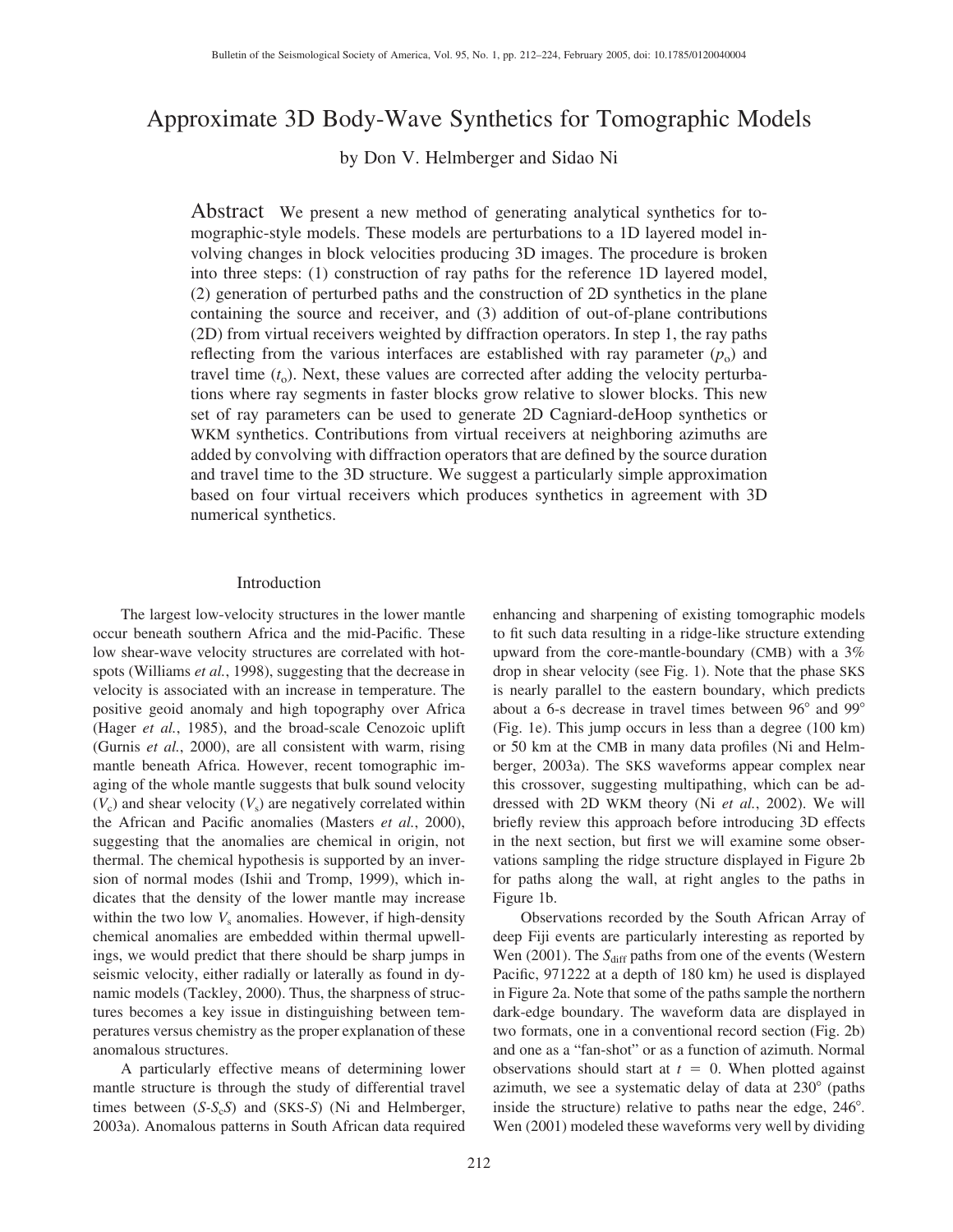# Approximate 3D Body-Wave Synthetics for Tomographic Models

by Don V. Helmberger and Sidao Ni

**Abstract** We present a new method of generating analytical synthetics for tomographic-style models. These models are perturbations to a 1D layered model involving changes in block velocities producing 3D images. The procedure is broken into three steps: (1) construction of ray paths for the reference 1D layered model, (2) generation of perturbed paths and the construction of 2D synthetics in the plane containing the source and receiver, and (3) addition of out-of-plane contributions (2D) from virtual receivers weighted by diffraction operators. In step 1, the ray paths reflecting from the various interfaces are established with ray parameter ($p_o$) and travel time ($t_o$). Next, these values are corrected after adding the velocity perturbations where ray segments in faster blocks grow relative to slower blocks. This new set of ray parameters can be used to generate 2D Cagniard-deHoop synthetics or WKM synthetics. Contributions from virtual receivers at neighboring azimuths are added by convolving with diffraction operators that are defined by the source duration and travel time to the 3D structure. We suggest a particularly simple approximation based on four virtual receivers which produces synthetics in agreement with 3D numerical synthetics.

## Introduction

The largest low-velocity structures in the lower mantle occur beneath southern Africa and the mid-Pacific. These low shear-wave velocity structures are correlated with hotspots (Williams *et al.*, 1998), suggesting that the decrease in velocity is associated with an increase in temperature. The positive geoid anomaly and high topography over Africa (Hager *et al.*, 1985), and the broad-scale Cenozoic uplift (Gurnis *et al.*, 2000), are all consistent with warm, rising mantle beneath Africa. However, recent tomographic imaging of the whole mantle suggests that bulk sound velocity ($V_c$) and shear velocity ($V_s$) are negatively correlated within the African and Pacific anomalies (Masters *et al.*, 2000), suggesting that the anomalies are chemical in origin, not thermal. The chemical hypothesis is supported by an inversion of normal modes (Ishii and Tromp, 1999), which indicates that the density of the lower mantle may increase within the two low $V_s$ anomalies. However, if high-density chemical anomalies are embedded within thermal upwellings, we would predict that there should be sharp jumps in seismic velocity, either radially or laterally as found in dynamic models (Tackley, 2000). Thus, the sharpness of structures becomes a key issue in distinguishing between temperatures versus chemistry as the proper explanation of these anomalous structures.

A particularly effective means of determining lower mantle structure is through the study of differential travel times between ($S$-$S_cS$) and (SKS-$S$) (Ni and Helmberger, 2003a). Anomalous patterns in South African data required enhancing and sharpening of existing tomographic models to fit such data resulting in a ridge-like structure extending upward from the core-mantle-boundary (CMB) with a 3% drop in shear velocity (see Fig. 1). Note that the phase SKS is nearly parallel to the eastern boundary, which predicts about a 6-s decrease in travel times between 96° and 99° (Fig. 1e). This jump occurs in less than a degree (100 km) or 50 km at the CMB in many data profiles (Ni and Helmberger, 2003a). The SKS waveforms appear complex near this crossover, suggesting multipathing, which can be addressed with 2D WKM theory (Ni *et al.*, 2002). We will briefly review this approach before introducing 3D effects in the next section, but first we will examine some observations sampling the ridge structure displayed in Figure 2b for paths along the wall, at right angles to the paths in Figure 1b.

Observations recorded by the South African Array of deep Fiji events are particularly interesting as reported by Wen (2001). The $S_{\mathrm{diff}}$ paths from one of the events (Western Pacific, 971222 at a depth of 180 km) he used is displayed in Figure 2a. Note that some of the paths sample the northern dark-edge boundary. The waveform data are displayed in two formats, one in a conventional record section (Fig. 2b) and one as a "fan-shot" or as a function of azimuth. Normal observations should start at $t = 0$. When plotted against azimuth, we see a systematic delay of data at 230° (paths inside the structure) relative to paths near the edge, 246°. Wen (2001) modeled these waveforms very well by dividing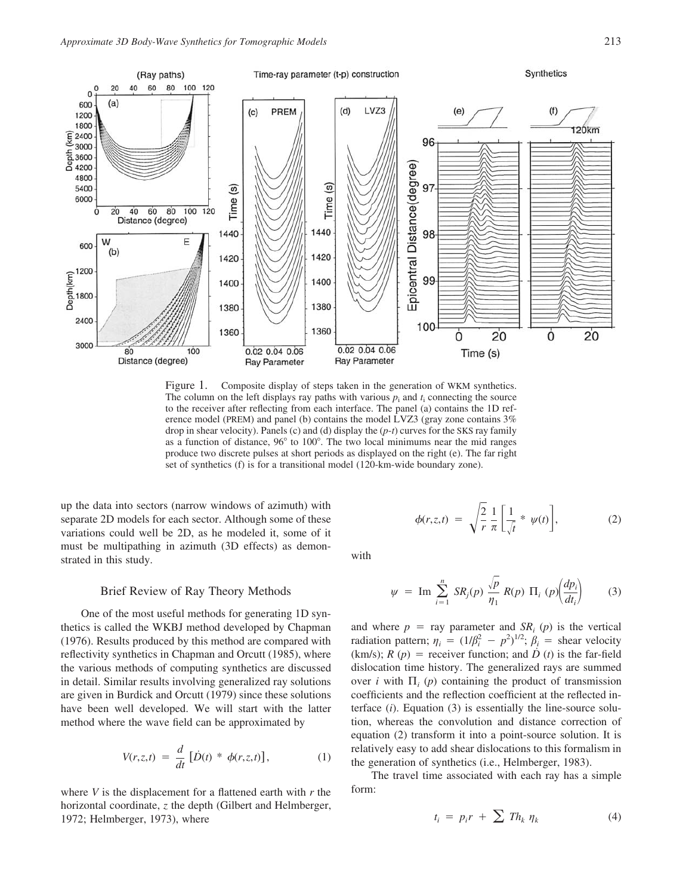Figure 1. Composite display of steps taken in the generation of WKM synthetics. The column on the left displays ray paths with various $p_i$ and $t_i$ connecting the source to the receiver after reflecting from each interface. The panel (a) contains the 1D reference model (PREM) and panel (b) contains the model LVZ3 (gray zone contains 3% drop in shear velocity). Panels (c) and (d) display the ($p$-$t$) curves for the SKS ray family as a function of distance, 96° to 100°. The two local minimums near the mid ranges produce two discrete pulses at short periods as displayed on the right (e). The far right set of synthetics (f) is for a transitional model (120-km-wide boundary zone).

up the data into sectors (narrow windows of azimuth) with separate 2D models for each sector. Although some of these variations could well be 2D, as he modeled it, some of it must be multipathing in azimuth (3D effects) as demonstrated in this study.

## Brief Review of Ray Theory Methods

One of the most useful methods for generating 1D synthetics is called the WKBJ method developed by Chapman (1976). Results produced by this method are compared with reflectivity synthetics in Chapman and Orcutt (1985), where the various methods of computing synthetics are discussed in detail. Similar results involving generalized ray solutions are given in Burdick and Orcutt (1979) since these solutions have been well developed. We will start with the latter method where the wave field can be approximated by

$$V(r,z,t) = \frac{d}{dt}\left[\dot{D}(t) * \phi(r,z,t)\right], \tag{1}$$

where $V$ is the displacement for a flattened earth with $r$ the horizontal coordinate, $z$ the depth (Gilbert and Helmberger, 1972; Helmberger, 1973), where

$$\phi(r,z,t) = \sqrt{\frac{2}{r}}\,\frac{1}{\pi}\left[\frac{1}{\sqrt{t}} * \psi(t)\right], \tag{2}$$

with

$$\psi = \operatorname{Im} \sum_{i=1}^{n} SR_j(p)\,\frac{\sqrt{p}}{\eta_1}\,R(p)\,\Pi_i\,(p)\left(\frac{dp_i}{dt_i}\right) \tag{3}$$

and where $p$ = ray parameter and $SR_i\,(p)$ is the vertical radiation pattern; $\eta_i = (1/\beta_i^2 - p^2)^{1/2}$; $\beta_i$ = shear velocity (km/s); $R\,(p)$ = receiver function; and $\dot{D}\,(t)$ is the far-field dislocation time history. The generalized rays are summed over $i$ with $\Pi_i\,(p)$ containing the product of transmission coefficients and the reflection coefficient at the reflected interface ($i$). Equation (3) is essentially the line-source solution, whereas the convolution and distance correction of equation (2) transform it into a point-source solution. It is relatively easy to add shear dislocations to this formalism in the generation of synthetics (i.e., Helmberger, 1983).

The travel time associated with each ray has a simple form:

$$t_i = p_i r + \sum Th_k\,\eta_k \tag{4}$$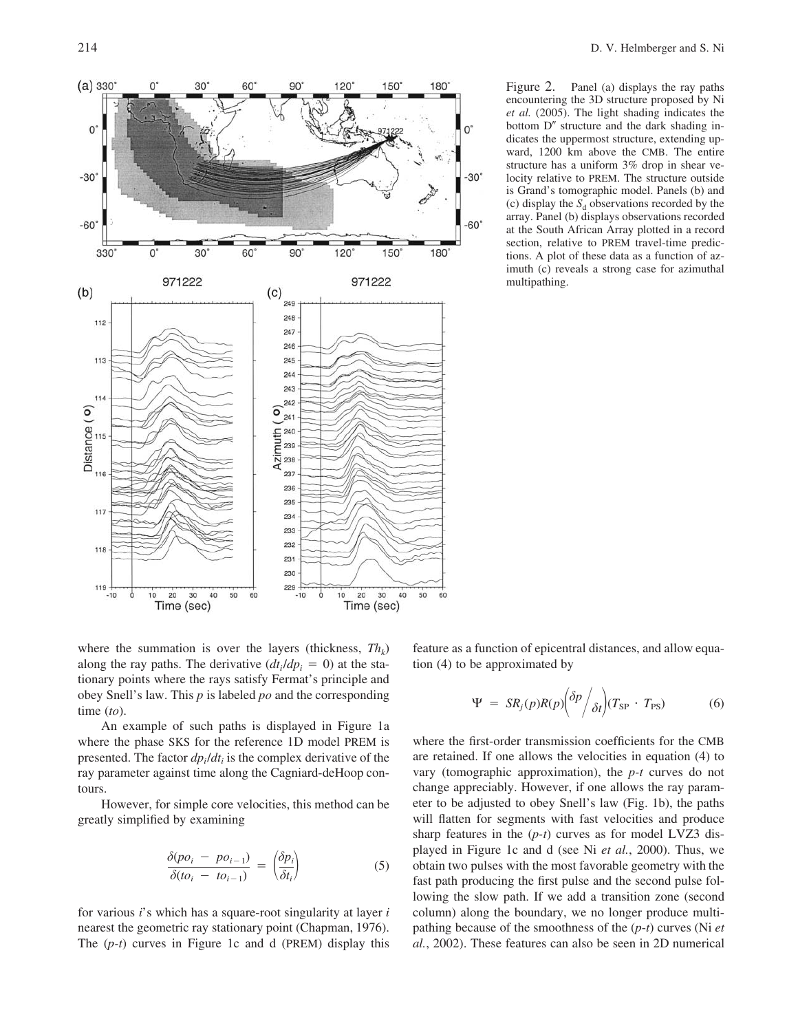Figure 2. Panel (a) displays the ray paths encountering the 3D structure proposed by Ni *et al.* (2005). The light shading indicates the bottom D″ structure and the dark shading indicates the uppermost structure, extending upward, 1200 km above the CMB. The entire structure has a uniform 3% drop in shear velocity relative to PREM. The structure outside is Grand's tomographic model. Panels (b) and (c) display the $S_d$ observations recorded by the array. Panel (b) displays observations recorded at the South African Array plotted in a record section, relative to PREM travel-time predictions. A plot of these data as a function of azimuth (c) reveals a strong case for azimuthal multipathing.

where the summation is over the layers (thickness, $Th_k$) along the ray paths. The derivative ($dt_i/dp_i = 0$) at the stationary points where the rays satisfy Fermat's principle and obey Snell's law. This $p$ is labeled $po$ and the corresponding time ($to$).

An example of such paths is displayed in Figure 1a where the phase SKS for the reference 1D model PREM is presented. The factor $dp_i/dt_i$ is the complex derivative of the ray parameter against time along the Cagniard-deHoop contours.

However, for simple core velocities, this method can be greatly simplified by examining

$$\frac{\delta(po_i - po_{i-1})}{\delta(to_i - to_{i-1})} = \left(\frac{\delta p_i}{\delta t_i}\right) \tag{5}$$

for various $i$'s which has a square-root singularity at layer $i$ nearest the geometric ray stationary point (Chapman, 1976). The ($p$-$t$) curves in Figure 1c and d (PREM) display this feature as a function of epicentral distances, and allow equation (4) to be approximated by

$$\Psi = SR_j(p)R(p)\left(\delta p \middle/ \delta t\right)(T_{SP} \cdot T_{PS}) \tag{6}$$

where the first-order transmission coefficients for the CMB are retained. If one allows the velocities in equation (4) to vary (tomographic approximation), the $p$-$t$ curves do not change appreciably. However, if one allows the ray parameter to be adjusted to obey Snell's law (Fig. 1b), the paths will flatten for segments with fast velocities and produce sharp features in the ($p$-$t$) curves as for model LVZ3 displayed in Figure 1c and d (see Ni *et al.*, 2000). Thus, we obtain two pulses with the most favorable geometry with the fast path producing the first pulse and the second pulse following the slow path. If we add a transition zone (second column) along the boundary, we no longer produce multipathing because of the smoothness of the ($p$-$t$) curves (Ni *et al.*, 2002). These features can also be seen in 2D numerical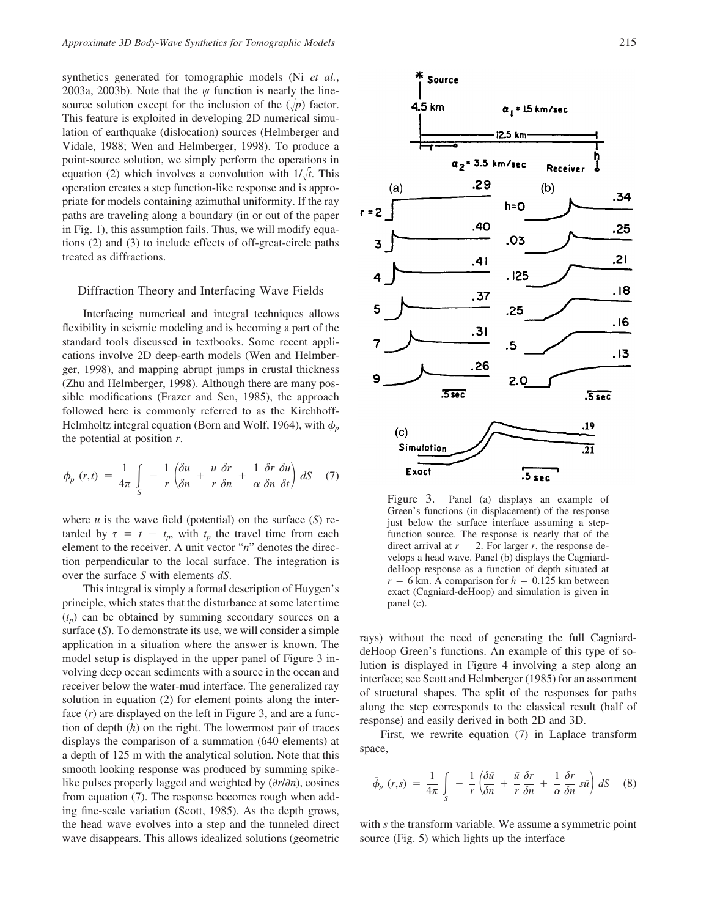synthetics generated for tomographic models (Ni *et al.*, 2003a, 2003b). Note that the $\psi$ function is nearly the line-source solution except for the inclusion of the $(\sqrt{p})$ factor. This feature is exploited in developing 2D numerical simulation of earthquake (dislocation) sources (Helmberger and Vidale, 1988; Wen and Helmberger, 1998). To produce a point-source solution, we simply perform the operations in equation (2) which involves a convolution with $1/\sqrt{t}$. This operation creates a step function-like response and is appropriate for models containing azimuthal uniformity. If the ray paths are traveling along a boundary (in or out of the paper in Fig. 1), this assumption fails. Thus, we will modify equations (2) and (3) to include effects of off-great-circle paths treated as diffractions.

## Diffraction Theory and Interfacing Wave Fields

Interfacing numerical and integral techniques allows flexibility in seismic modeling and is becoming a part of the standard tools discussed in textbooks. Some recent applications involve 2D deep-earth models (Wen and Helmberger, 1998), and mapping abrupt jumps in crustal thickness (Zhu and Helmberger, 1998). Although there are many possible modifications (Frazer and Sen, 1985), the approach followed here is commonly referred to as the Kirchhoff-Helmholtz integral equation (Born and Wolf, 1964), with $\phi_p$ the potential at position $r$.

$$\phi_p\,(r,t) \;=\; \frac{1}{4\pi}\int_S -\,\frac{1}{r}\left(\frac{\delta u}{\delta n} + \frac{u}{r}\frac{\delta r}{\delta n} + \frac{1}{\alpha}\frac{\delta r}{\delta n}\frac{\delta u}{\delta t}\right) dS \quad (7)$$

where $u$ is the wave field (potential) on the surface ($S$) retarded by $\tau = t - t_p$, with $t_p$ the travel time from each element to the receiver. A unit vector "$n$" denotes the direction perpendicular to the local surface. The integration is over the surface $S$ with elements $dS$.

This integral is simply a formal description of Huygen's principle, which states that the disturbance at some later time ($t_p$) can be obtained by summing secondary sources on a surface ($S$). To demonstrate its use, we will consider a simple application in a situation where the answer is known. The model setup is displayed in the upper panel of Figure 3 involving deep ocean sediments with a source in the ocean and receiver below the water-mud interface. The generalized ray solution in equation (2) for element points along the interface ($r$) are displayed on the left in Figure 3, and are a function of depth ($h$) on the right. The lowermost pair of traces displays the comparison of a summation (640 elements) at a depth of 125 m with the analytical solution. Note that this smooth looking response was produced by summing spike-like pulses properly lagged and weighted by ($\partial r/\partial n$), cosines from equation (7). The response becomes rough when adding fine-scale variation (Scott, 1985). As the depth grows, the head wave evolves into a step and the tunneled direct wave disappears. This allows idealized solutions (geometric rays) without the need of generating the full Cagniard-deHoop Green's functions. An example of this type of solution is displayed in Figure 4 involving a step along an interface; see Scott and Helmberger (1985) for an assortment of structural shapes. The split of the responses for paths along the step corresponds to the classical result (half of response) and easily derived in both 2D and 3D.

Figure 3. Panel (a) displays an example of Green's functions (in displacement) of the response just below the surface interface assuming a step-function source. The response is nearly that of the direct arrival at $r = 2$. For larger $r$, the response develops a head wave. Panel (b) displays the Cagniard-deHoop response as a function of depth situated at $r = 6$ km. A comparison for $h = 0.125$ km between exact (Cagniard-deHoop) and simulation is given in panel (c).

First, we rewrite equation (7) in Laplace transform space,

$$\bar{\phi}_p\,(r,s) \;=\; \frac{1}{4\pi}\int_S -\,\frac{1}{r}\left(\frac{\delta \bar{u}}{\delta n} + \frac{\bar{u}}{r}\frac{\delta r}{\delta n} + \frac{1}{\alpha}\frac{\delta r}{\delta n}\,s\bar{u}\right) dS \quad (8)$$

with $s$ the transform variable. We assume a symmetric point source (Fig. 5) which lights up the interface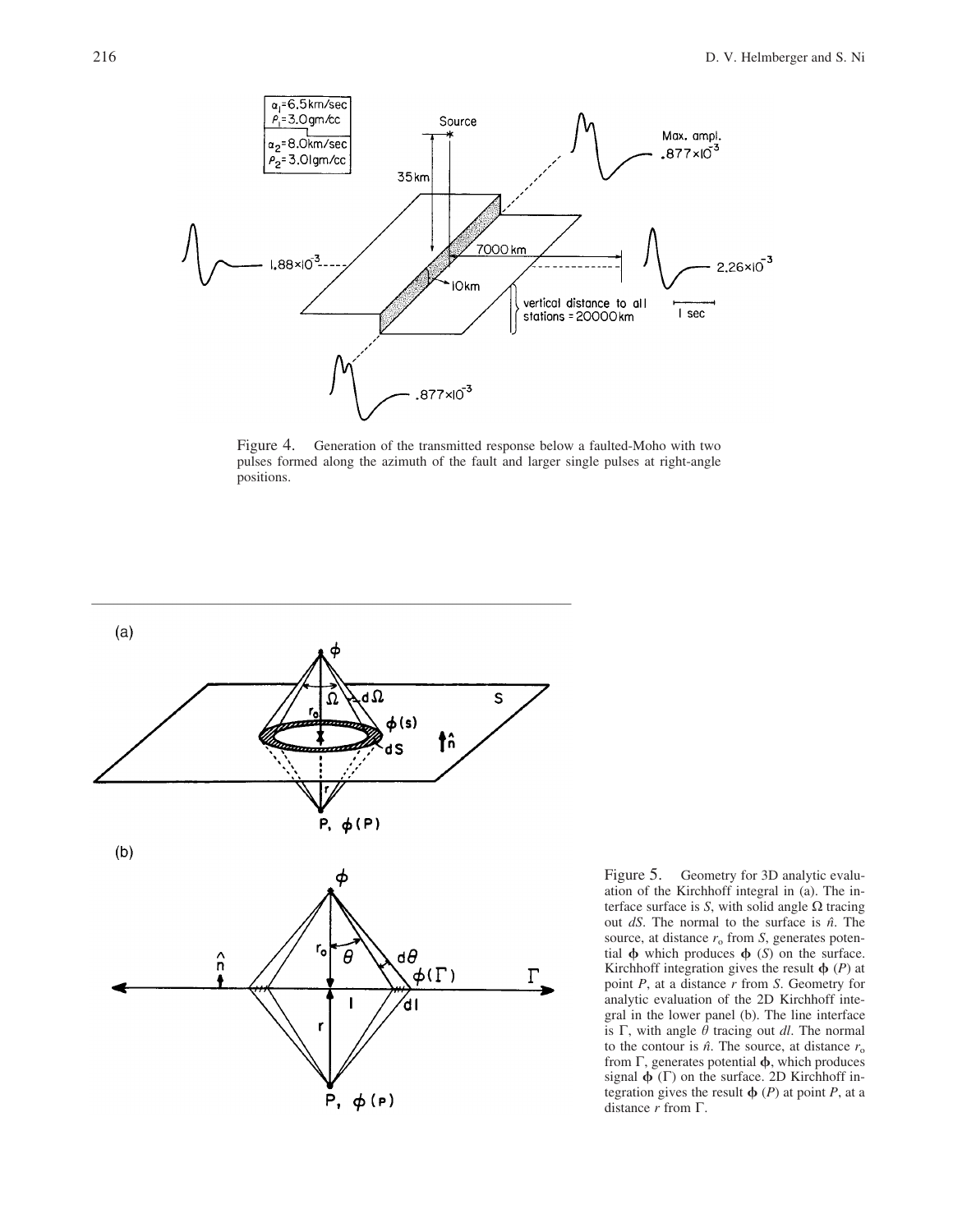Figure 4. Generation of the transmitted response below a faulted-Moho with two pulses formed along the azimuth of the fault and larger single pulses at right-angle positions.

Figure 5. Geometry for 3D analytic evaluation of the Kirchhoff integral in (a). The interface surface is $S$, with solid angle $\Omega$ tracing out $dS$. The normal to the surface is $\hat{n}$. The source, at distance $r_o$ from $S$, generates potential $\boldsymbol{\phi}$ which produces $\boldsymbol{\phi}$ $(S)$ on the surface. Kirchhoff integration gives the result $\boldsymbol{\phi}$ $(P)$ at point $P$, at a distance $r$ from $S$. Geometry for analytic evaluation of the 2D Kirchhoff integral in the lower panel (b). The line interface is $\Gamma$, with angle $\theta$ tracing out $dl$. The normal to the contour is $\hat{n}$. The source, at distance $r_o$ from $\Gamma$, generates potential $\boldsymbol{\phi}$, which produces signal $\boldsymbol{\phi}$ $(\Gamma)$ on the surface. 2D Kirchhoff integration gives the result $\boldsymbol{\phi}$ $(P)$ at point $P$, at a distance $r$ from $\Gamma$.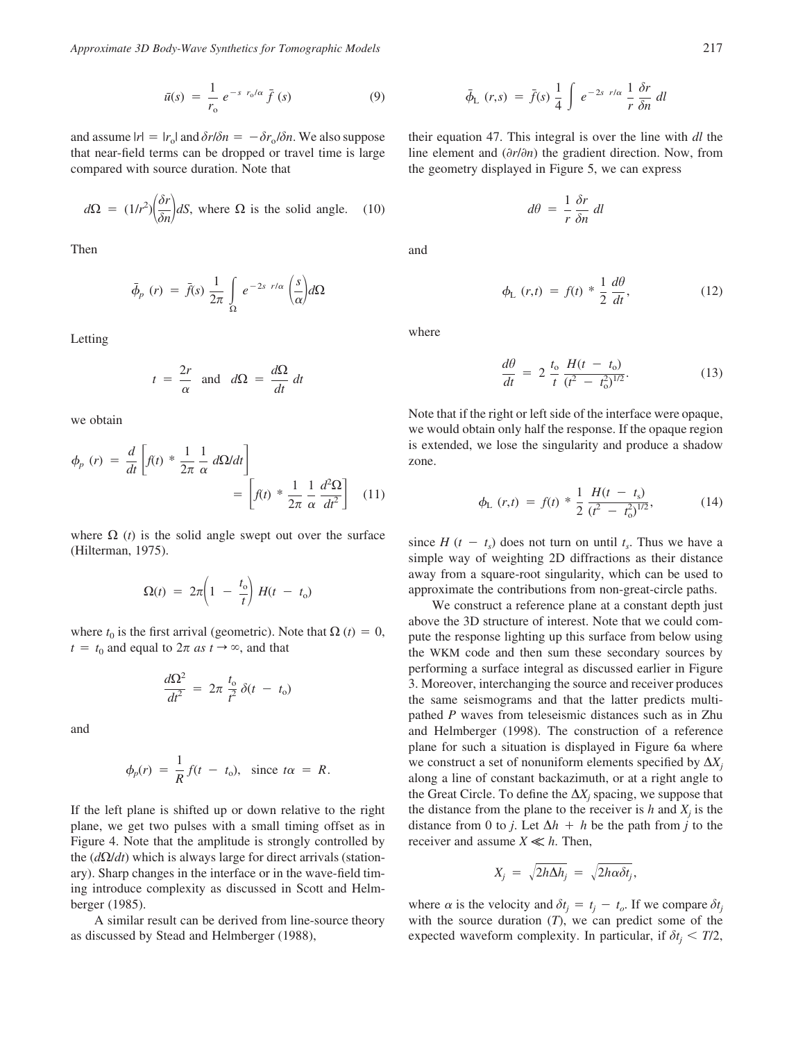$$\bar{u}(s) = \frac{1}{r_o} e^{-s\ r_o/\alpha}\ \bar{f}(s) \tag{9}$$

and assume $|r| = |r_o|$ and $\delta r/\delta n = -\delta r_o/\delta n$. We also suppose that near-field terms can be dropped or travel time is large compared with source duration. Note that

$$d\Omega = (1/r^2)\left(\frac{\delta r}{\delta n}\right)dS, \text{ where } \Omega \text{ is the solid angle.} \tag{10}$$

Then

$$\bar{\phi}_p\ (r) = \bar{f}(s)\ \frac{1}{2\pi} \int_{\Omega} e^{-2s\ r/\alpha} \left(\frac{s}{\alpha}\right) d\Omega$$

Letting

$$t = \frac{2r}{\alpha} \quad \text{and} \quad d\Omega = \frac{d\Omega}{dt}\ dt$$

we obtain

$$\phi_p\ (r) = \frac{d}{dt}\left[f(t) * \frac{1}{2\pi}\ \frac{1}{\alpha}\ d\Omega/dt\right] = \left[f(t) * \frac{1}{2\pi}\ \frac{1}{\alpha}\ \frac{d^2\Omega}{dt^2}\right] \tag{11}$$

where $\Omega\ (t)$ is the solid angle swept out over the surface (Hilterman, 1975).

$$\Omega(t) = 2\pi\left(1 - \frac{t_o}{t}\right)\ H(t - t_o)$$

where $t_0$ is the first arrival (geometric). Note that $\Omega\ (t) = 0$, $t = t_0$ and equal to $2\pi$ *as* $t \rightarrow \infty$, and that

$$\frac{d\Omega^2}{dt^2} = 2\pi\ \frac{t_o}{t^2}\ \delta(t - t_o)$$

and

$$\phi_p(r) = \frac{1}{R}\ f(t - t_o), \quad \text{since } t\alpha = R.$$

If the left plane is shifted up or down relative to the right plane, we get two pulses with a small timing offset as in Figure 4. Note that the amplitude is strongly controlled by the $(d\Omega/dt)$ which is always large for direct arrivals (stationary). Sharp changes in the interface or in the wave-field timing introduce complexity as discussed in Scott and Helmberger (1985).

A similar result can be derived from line-source theory as discussed by Stead and Helmberger (1988),

$$\bar{\phi}_L\ (r,s) = \bar{f}(s)\ \frac{1}{4} \int e^{-2s\ r/\alpha}\ \frac{1}{r}\ \frac{\delta r}{\delta n}\ dl$$

their equation 47. This integral is over the line with $dl$ the line element and $(\partial r/\partial n)$ the gradient direction. Now, from the geometry displayed in Figure 5, we can express

$$d\theta = \frac{1}{r}\ \frac{\delta r}{\delta n}\ dl$$

and

$$\phi_L\ (r,t) = f(t) * \frac{1}{2}\ \frac{d\theta}{dt}, \tag{12}$$

where

$$\frac{d\theta}{dt} = 2\ \frac{t_o}{t}\ \frac{H(t - t_o)}{(t^2 - t_o^2)^{1/2}}. \tag{13}$$

Note that if the right or left side of the interface were opaque, we would obtain only half the response. If the opaque region is extended, we lose the singularity and produce a shadow zone.

$$\phi_L\ (r,t) = f(t) * \frac{1}{2}\ \frac{H(t - t_s)}{(t^2 - t_o^2)^{1/2}}, \tag{14}$$

since $H\ (t - t_s)$ does not turn on until $t_s$. Thus we have a simple way of weighting 2D diffractions as their distance away from a square-root singularity, which can be used to approximate the contributions from non-great-circle paths.

We construct a reference plane at a constant depth just above the 3D structure of interest. Note that we could compute the response lighting up this surface from below using the WKM code and then sum these secondary sources by performing a surface integral as discussed earlier in Figure 3. Moreover, interchanging the source and receiver produces the same seismograms and that the latter predicts multipathed $P$ waves from teleseismic distances such as in Zhu and Helmberger (1998). The construction of a reference plane for such a situation is displayed in Figure 6a where we construct a set of nonuniform elements specified by $\Delta X_j$ along a line of constant backazimuth, or at a right angle to the Great Circle. To define the $\Delta X_j$ spacing, we suppose that the distance from the plane to the receiver is $h$ and $X_j$ is the distance from 0 to $j$. Let $\Delta h + h$ be the path from $j$ to the receiver and assume $X \ll h$. Then,

$$X_j = \sqrt{2h\Delta h_j} = \sqrt{2h\alpha\delta t_j},$$

where $\alpha$ is the velocity and $\delta t_j = t_j - t_o$. If we compare $\delta t_j$ with the source duration ($T$), we can predict some of the expected waveform complexity. In particular, if $\delta t_j < T/2$,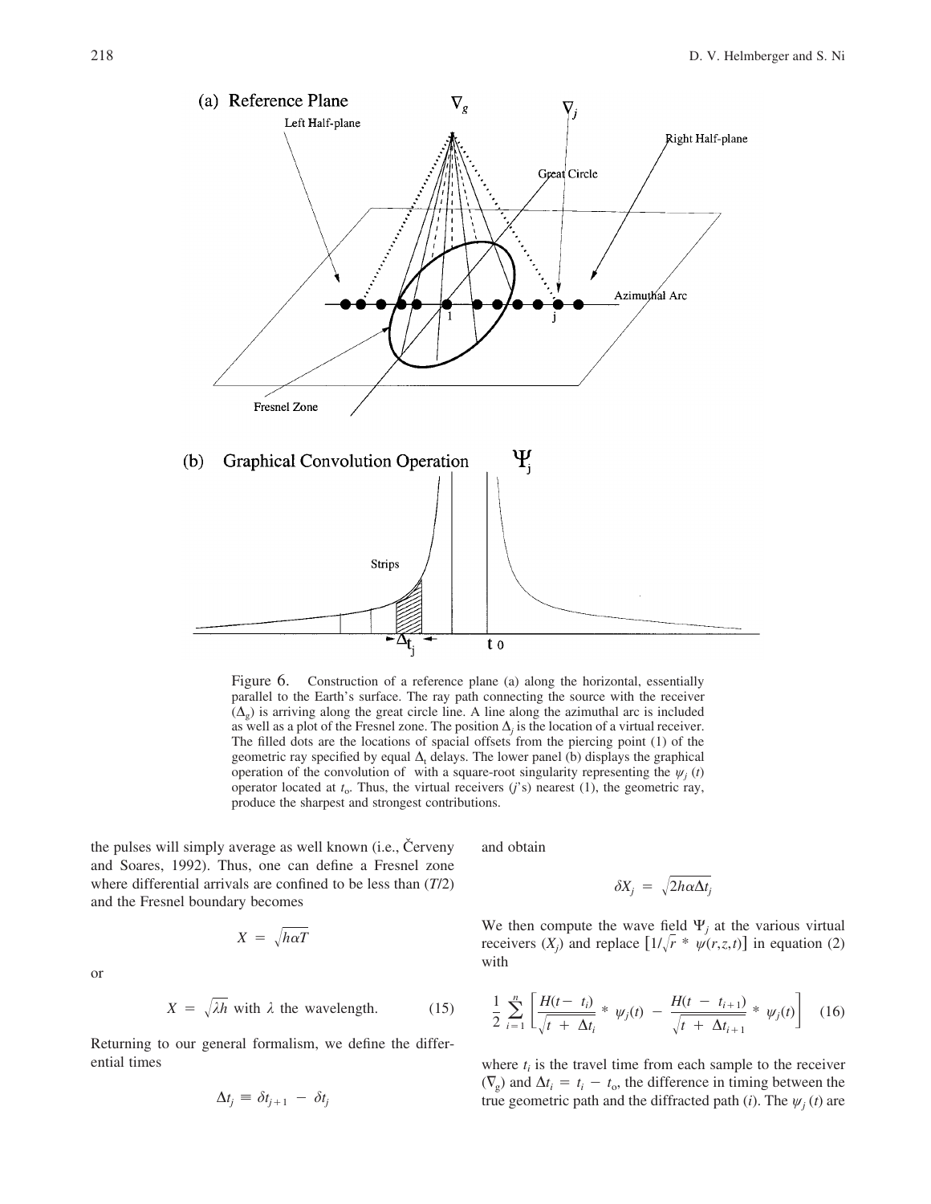Figure 6. Construction of a reference plane (a) along the horizontal, essentially parallel to the Earth's surface. The ray path connecting the source with the receiver ($\Delta_g$) is arriving along the great circle line. A line along the azimuthal arc is included as well as a plot of the Fresnel zone. The position $\Delta_j$ is the location of a virtual receiver. The filled dots are the locations of spacial offsets from the piercing point (1) of the geometric ray specified by equal $\Delta_t$ delays. The lower panel (b) displays the graphical operation of the convolution of with a square-root singularity representing the $\psi_j(t)$ operator located at $t_o$. Thus, the virtual receivers ($j$'s) nearest (1), the geometric ray, produce the sharpest and strongest contributions.

the pulses will simply average as well known (i.e., Červeny and Soares, 1992). Thus, one can define a Fresnel zone where differential arrivals are confined to be less than ($T/2$) and the Fresnel boundary becomes

$$X = \sqrt{h\alpha T}$$

or

$$X = \sqrt{\lambda h} \text{ with } \lambda \text{ the wavelength.} \tag{15}$$

Returning to our general formalism, we define the differential times

$$\Delta t_j \equiv \delta t_{j+1} - \delta t_j$$

and obtain

$$\delta X_j = \sqrt{2h\alpha\Delta t_j}$$

We then compute the wave field $\Psi_j$ at the various virtual receivers ($X_j$) and replace $[1/\sqrt{r} * \psi(r,z,t)]$ in equation (2) with

$$\frac{1}{2}\sum_{i=1}^{n}\left[\frac{H(t - t_i)}{\sqrt{t + \Delta t_i}} * \psi_j(t) - \frac{H(t - t_{i+1})}{\sqrt{t + \Delta t_{i+1}}} * \psi_j(t)\right] \tag{16}$$

where $t_i$ is the travel time from each sample to the receiver ($\nabla_g$) and $\Delta t_i = t_i - t_o$, the difference in timing between the true geometric path and the diffracted path ($i$). The $\psi_j(t)$ are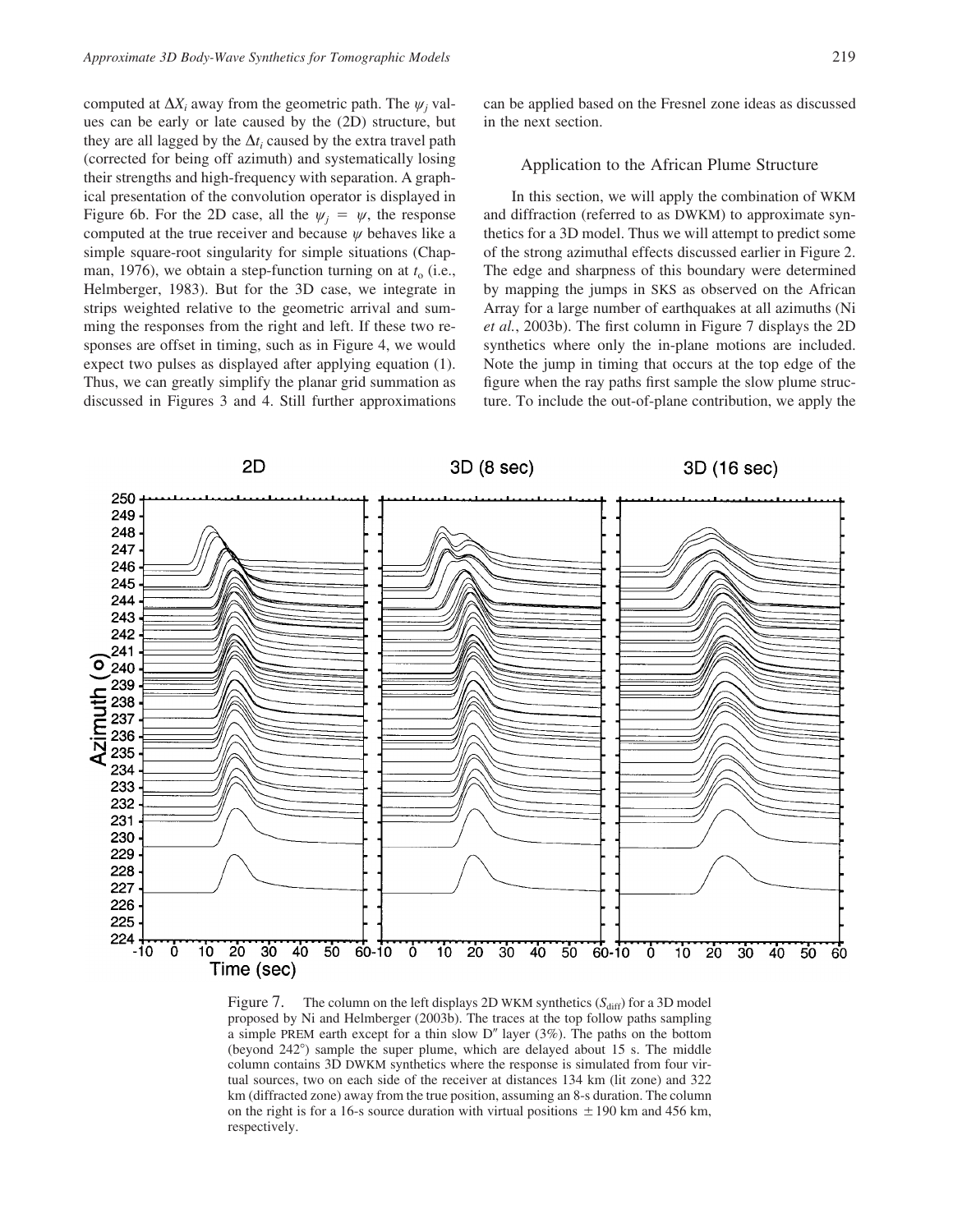computed at $\Delta X_i$ away from the geometric path. The $\psi_j$ values can be early or late caused by the (2D) structure, but they are all lagged by the $\Delta t_i$ caused by the extra travel path (corrected for being off azimuth) and systematically losing their strengths and high-frequency with separation. A graphical presentation of the convolution operator is displayed in Figure 6b. For the 2D case, all the $\psi_j = \psi$, the response computed at the true receiver and because $\psi$ behaves like a simple square-root singularity for simple situations (Chapman, 1976), we obtain a step-function turning on at $t_o$ (i.e., Helmberger, 1983). But for the 3D case, we integrate in strips weighted relative to the geometric arrival and summing the responses from the right and left. If these two responses are offset in timing, such as in Figure 4, we would expect two pulses as displayed after applying equation (1). Thus, we can greatly simplify the planar grid summation as discussed in Figures 3 and 4. Still further approximations can be applied based on the Fresnel zone ideas as discussed in the next section.

## Application to the African Plume Structure

In this section, we will apply the combination of WKM and diffraction (referred to as DWKM) to approximate synthetics for a 3D model. Thus we will attempt to predict some of the strong azimuthal effects discussed earlier in Figure 2. The edge and sharpness of this boundary were determined by mapping the jumps in SKS as observed on the African Array for a large number of earthquakes at all azimuths (Ni *et al.*, 2003b). The first column in Figure 7 displays the 2D synthetics where only the in-plane motions are included. Note the jump in timing that occurs at the top edge of the figure when the ray paths first sample the slow plume structure. To include the out-of-plane contribution, we apply the

Figure 7. The column on the left displays 2D WKM synthetics ($S_{\mathrm{diff}}$) for a 3D model proposed by Ni and Helmberger (2003b). The traces at the top follow paths sampling a simple PREM earth except for a thin slow D″ layer (3%). The paths on the bottom (beyond 242°) sample the super plume, which are delayed about 15 s. The middle column contains 3D DWKM synthetics where the response is simulated from four virtual sources, two on each side of the receiver at distances 134 km (lit zone) and 322 km (diffracted zone) away from the true position, assuming an 8-s duration. The column on the right is for a 16-s source duration with virtual positions ± 190 km and 456 km, respectively.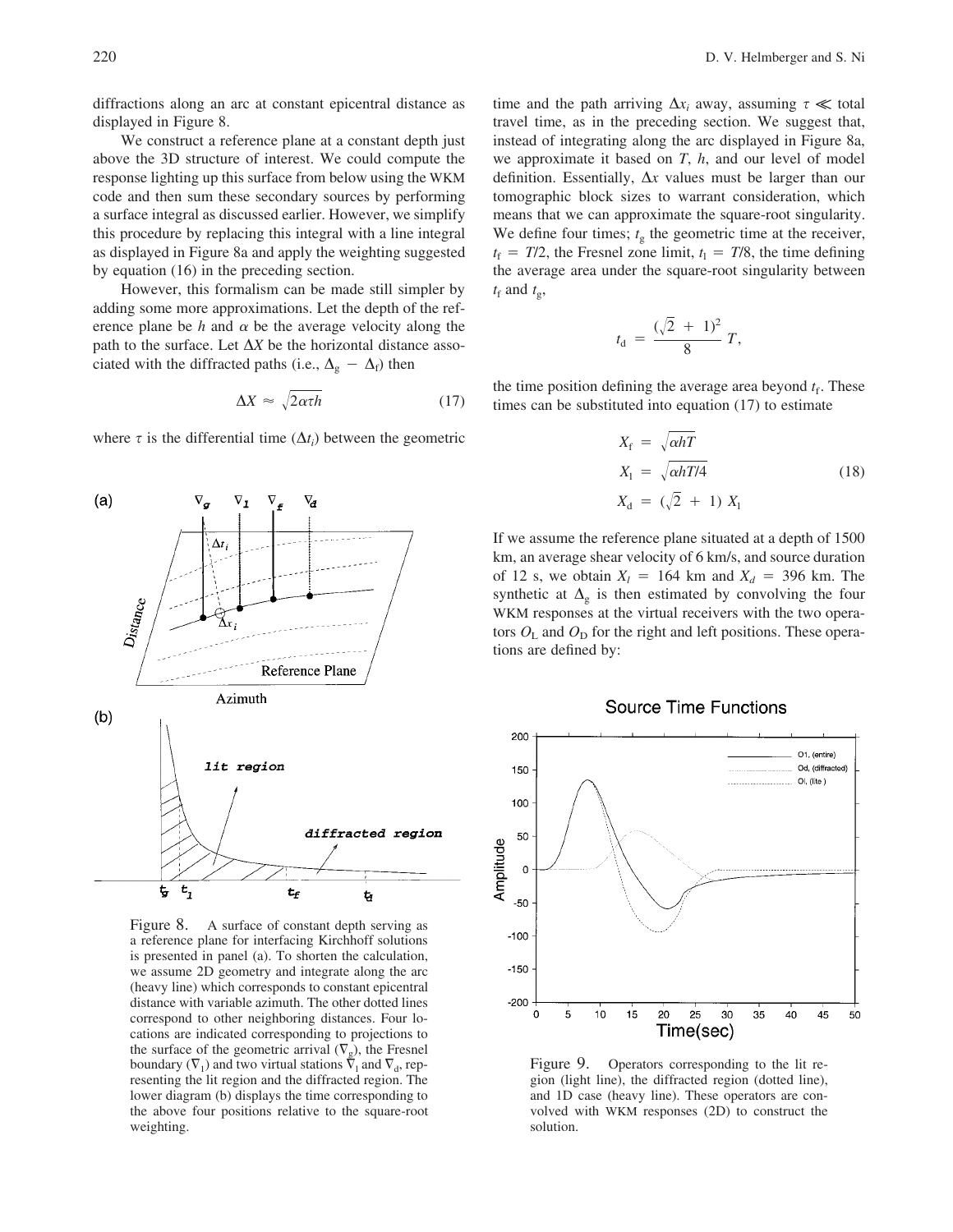diffractions along an arc at constant epicentral distance as displayed in Figure 8.

We construct a reference plane at a constant depth just above the 3D structure of interest. We could compute the response lighting up this surface from below using the WKM code and then sum these secondary sources by performing a surface integral as discussed earlier. However, we simplify this procedure by replacing this integral with a line integral as displayed in Figure 8a and apply the weighting suggested by equation (16) in the preceding section.

However, this formalism can be made still simpler by adding some more approximations. Let the depth of the reference plane be $h$ and $\alpha$ be the average velocity along the path to the surface. Let $\Delta X$ be the horizontal distance associated with the diffracted paths (i.e., $\Delta_g - \Delta_f$) then

$$\Delta X \approx \sqrt{2\alpha\tau h} \tag{17}$$

where $\tau$ is the differential time ($\Delta t_i$) between the geometric time and the path arriving $\Delta x_i$ away, assuming $\tau \ll$ total travel time, as in the preceding section. We suggest that, instead of integrating along the arc displayed in Figure 8a, we approximate it based on $T$, $h$, and our level of model definition. Essentially, $\Delta x$ values must be larger than our tomographic block sizes to warrant consideration, which means that we can approximate the square-root singularity. We define four times; $t_g$ the geometric time at the receiver, $t_f = T/2$, the Fresnel zone limit, $t_l = T/8$, the time defining the average area under the square-root singularity between $t_f$ and $t_g$,

$$t_d = \frac{(\sqrt{2} + 1)^2}{8} T,$$

the time position defining the average area beyond $t_f$. These times can be substituted into equation (17) to estimate

$$\begin{aligned} X_f &= \sqrt{\alpha h T} \\ X_l &= \sqrt{\alpha h T/4} \\ X_d &= (\sqrt{2} + 1)\, X_l \end{aligned} \tag{18}$$

If we assume the reference plane situated at a depth of 1500 km, an average shear velocity of 6 km/s, and source duration of 12 s, we obtain $X_l = 164$ km and $X_d = 396$ km. The synthetic at $\Delta_g$ is then estimated by convolving the four WKM responses at the virtual receivers with the two operators $O_L$ and $O_D$ for the right and left positions. These operations are defined by:

Figure 8. A surface of constant depth serving as a reference plane for interfacing Kirchhoff solutions is presented in panel (a). To shorten the calculation, we assume 2D geometry and integrate along the arc (heavy line) which corresponds to constant epicentral distance with variable azimuth. The other dotted lines correspond to other neighboring distances. Four locations are indicated corresponding to projections to the surface of the geometric arrival ($\nabla_g$), the Fresnel boundary ($\nabla_1$) and two virtual stations $\nabla_l$ and $\nabla_d$, representing the lit region and the diffracted region. The lower diagram (b) displays the time corresponding to the above four positions relative to the square-root weighting.

Figure 9. Operators corresponding to the lit region (light line), the diffracted region (dotted line), and 1D case (heavy line). These operators are convolved with WKM responses (2D) to construct the solution.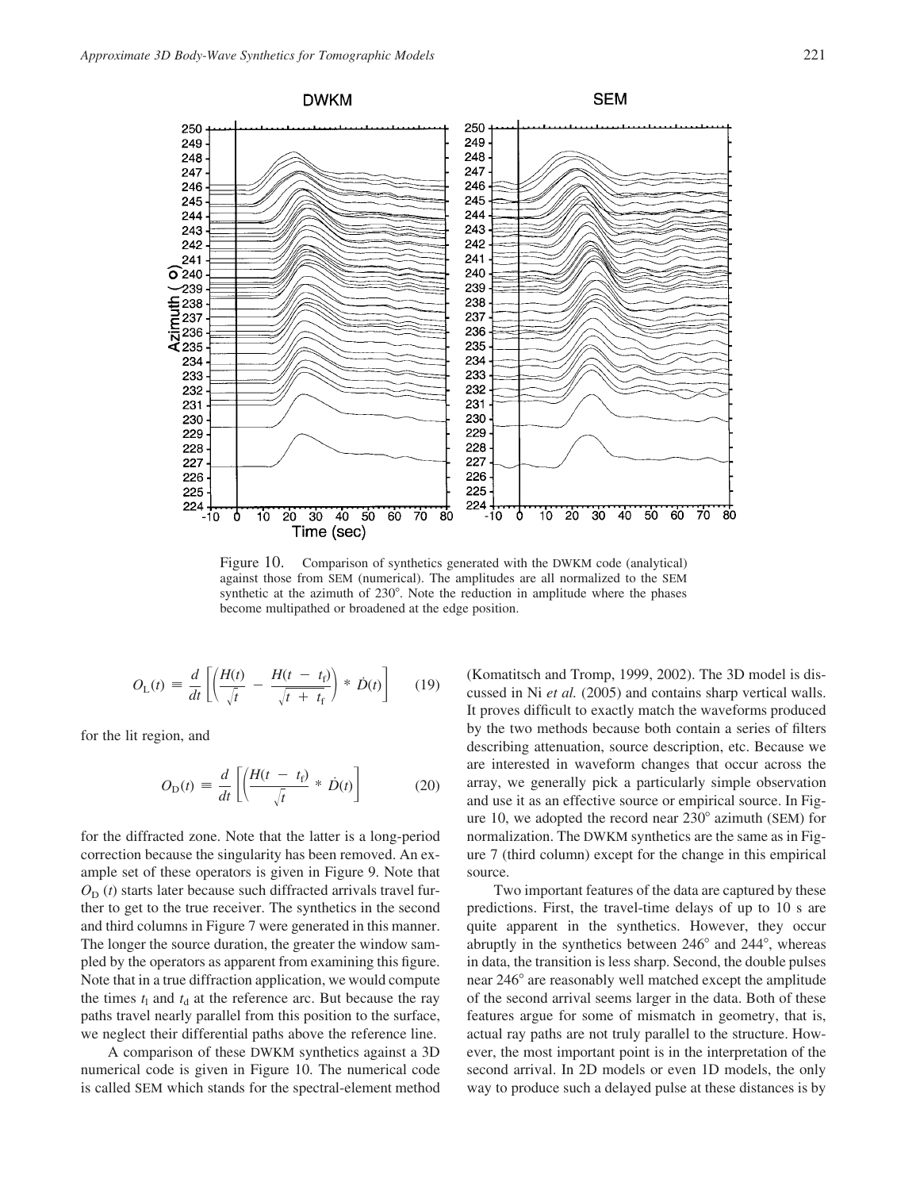Figure 10. Comparison of synthetics generated with the DWKM code (analytical) against those from SEM (numerical). The amplitudes are all normalized to the SEM synthetic at the azimuth of 230°. Note the reduction in amplitude where the phases become multipathed or broadened at the edge position.

$$O_L(t) \equiv \frac{d}{dt}\left[\left(\frac{H(t)}{\sqrt{t}} - \frac{H(t - t_f)}{\sqrt{t + t_f}}\right) * \dot{D}(t)\right] \qquad (19)$$

for the lit region, and

$$O_D(t) \equiv \frac{d}{dt}\left[\left(\frac{H(t - t_f)}{\sqrt{t}} * \dot{D}(t)\right]\right. \qquad (20)$$

for the diffracted zone. Note that the latter is a long-period correction because the singularity has been removed. An example set of these operators is given in Figure 9. Note that $O_D(t)$ starts later because such diffracted arrivals travel further to get to the true receiver. The synthetics in the second and third columns in Figure 7 were generated in this manner. The longer the source duration, the greater the window sampled by the operators as apparent from examining this figure. Note that in a true diffraction application, we would compute the times $t_l$ and $t_d$ at the reference arc. But because the ray paths travel nearly parallel from this position to the surface, we neglect their differential paths above the reference line.

A comparison of these DWKM synthetics against a 3D numerical code is given in Figure 10. The numerical code is called SEM which stands for the spectral-element method (Komatitsch and Tromp, 1999, 2002). The 3D model is discussed in Ni *et al.* (2005) and contains sharp vertical walls. It proves difficult to exactly match the waveforms produced by the two methods because both contain a series of filters describing attenuation, source description, etc. Because we are interested in waveform changes that occur across the array, we generally pick a particularly simple observation and use it as an effective source or empirical source. In Figure 10, we adopted the record near 230° azimuth (SEM) for normalization. The DWKM synthetics are the same as in Figure 7 (third column) except for the change in this empirical source.

Two important features of the data are captured by these predictions. First, the travel-time delays of up to 10 s are quite apparent in the synthetics. However, they occur abruptly in the synthetics between 246° and 244°, whereas in data, the transition is less sharp. Second, the double pulses near 246° are reasonably well matched except the amplitude of the second arrival seems larger in the data. Both of these features argue for some of mismatch in geometry, that is, actual ray paths are not truly parallel to the structure. However, the most important point is in the interpretation of the second arrival. In 2D models or even 1D models, the only way to produce such a delayed pulse at these distances is by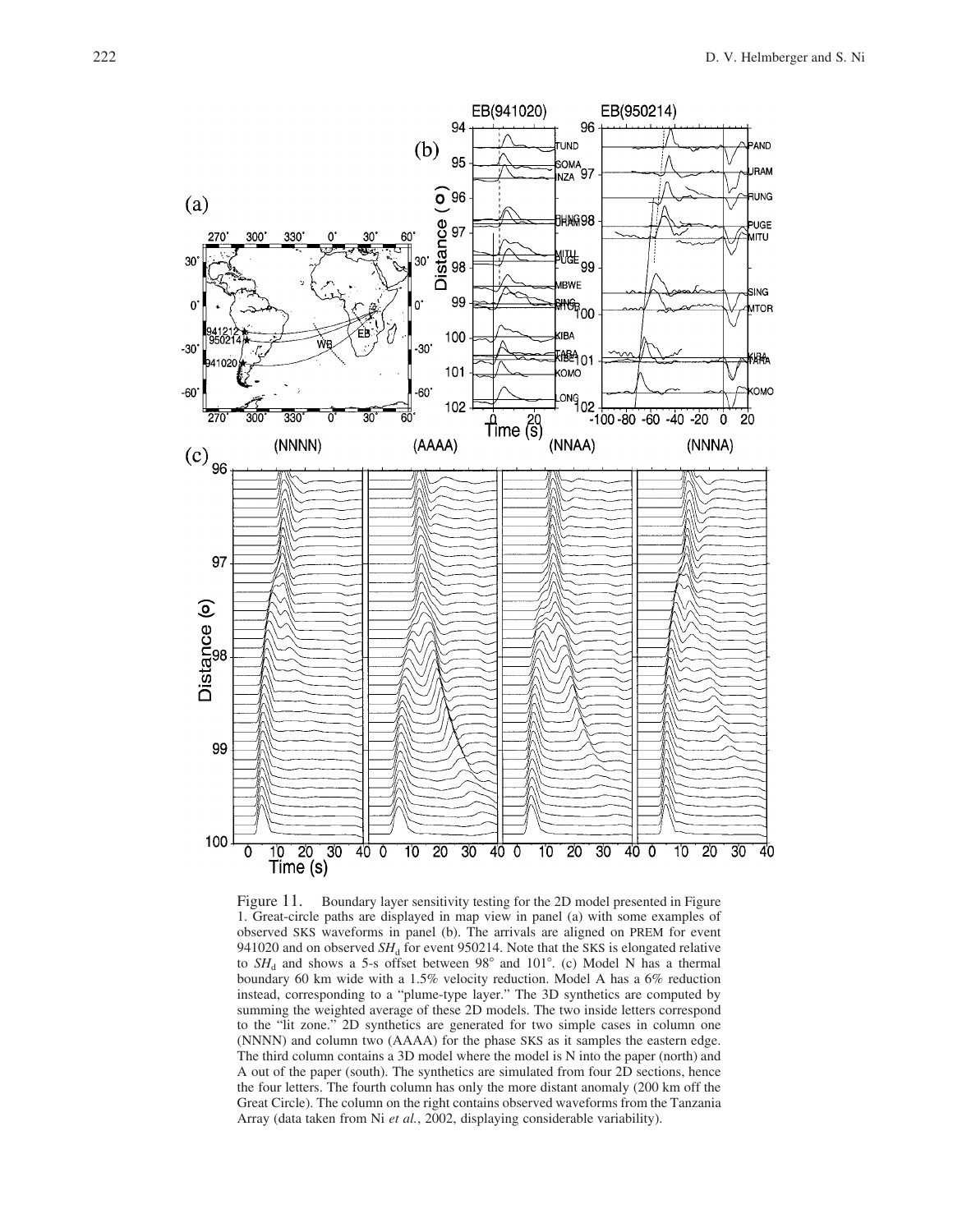Figure 11. Boundary layer sensitivity testing for the 2D model presented in Figure 1. Great-circle paths are displayed in map view in panel (a) with some examples of observed SKS waveforms in panel (b). The arrivals are aligned on PREM for event 941020 and on observed $SH_d$ for event 950214. Note that the SKS is elongated relative to $SH_d$ and shows a 5-s offset between 98° and 101°. (c) Model N has a thermal boundary 60 km wide with a 1.5% velocity reduction. Model A has a 6% reduction instead, corresponding to a "plume-type layer." The 3D synthetics are computed by summing the weighted average of these 2D models. The two inside letters correspond to the "lit zone." 2D synthetics are generated for two simple cases in column one (NNNN) and column two (AAAA) for the phase SKS as it samples the eastern edge. The third column contains a 3D model where the model is N into the paper (north) and A out of the paper (south). The synthetics are simulated from four 2D sections, hence the four letters. The fourth column has only the more distant anomaly (200 km off the Great Circle). The column on the right contains observed waveforms from the Tanzania Array (data taken from Ni *et al.*, 2002, displaying considerable variability).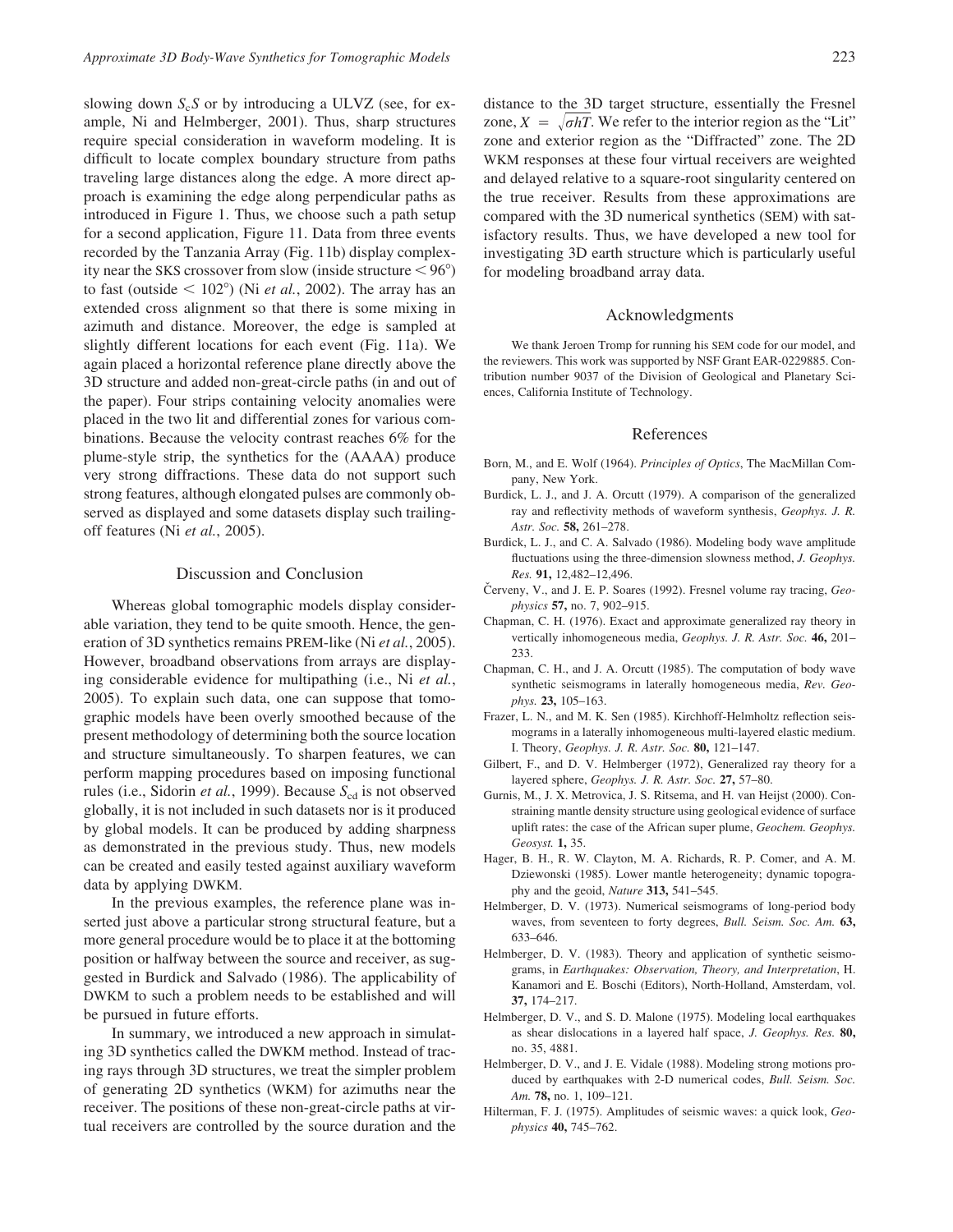slowing down $S_cS$ or by introducing a ULVZ (see, for example, Ni and Helmberger, 2001). Thus, sharp structures require special consideration in waveform modeling. It is difficult to locate complex boundary structure from paths traveling large distances along the edge. A more direct approach is examining the edge along perpendicular paths as introduced in Figure 1. Thus, we choose such a path setup for a second application, Figure 11. Data from three events recorded by the Tanzania Array (Fig. 11b) display complexity near the SKS crossover from slow (inside structure $< 96°$) to fast (outside $< 102°$) (Ni *et al.*, 2002). The array has an extended cross alignment so that there is some mixing in azimuth and distance. Moreover, the edge is sampled at slightly different locations for each event (Fig. 11a). We again placed a horizontal reference plane directly above the 3D structure and added non-great-circle paths (in and out of the paper). Four strips containing velocity anomalies were placed in the two lit and differential zones for various combinations. Because the velocity contrast reaches 6% for the plume-style strip, the synthetics for the (AAAA) produce very strong diffractions. These data do not support such strong features, although elongated pulses are commonly observed as displayed and some datasets display such trailing-off features (Ni *et al.*, 2005).

## Discussion and Conclusion

Whereas global tomographic models display considerable variation, they tend to be quite smooth. Hence, the generation of 3D synthetics remains PREM-like (Ni *et al.*, 2005). However, broadband observations from arrays are displaying considerable evidence for multipathing (i.e., Ni *et al.*, 2005). To explain such data, one can suppose that tomographic models have been overly smoothed because of the present methodology of determining both the source location and structure simultaneously. To sharpen features, we can perform mapping procedures based on imposing functional rules (i.e., Sidorin *et al.*, 1999). Because $S_{cd}$ is not observed globally, it is not included in such datasets nor is it produced by global models. It can be produced by adding sharpness as demonstrated in the previous study. Thus, new models can be created and easily tested against auxiliary waveform data by applying DWKM.

In the previous examples, the reference plane was inserted just above a particular strong structural feature, but a more general procedure would be to place it at the bottoming position or halfway between the source and receiver, as suggested in Burdick and Salvado (1986). The applicability of DWKM to such a problem needs to be established and will be pursued in future efforts.

In summary, we introduced a new approach in simulating 3D synthetics called the DWKM method. Instead of tracing rays through 3D structures, we treat the simpler problem of generating 2D synthetics (WKM) for azimuths near the receiver. The positions of these non-great-circle paths at virtual receivers are controlled by the source duration and the distance to the 3D target structure, essentially the Fresnel zone, $X = \sqrt{\sigma h T}$. We refer to the interior region as the "Lit" zone and exterior region as the "Diffracted" zone. The 2D WKM responses at these four virtual receivers are weighted and delayed relative to a square-root singularity centered on the true receiver. Results from these approximations are compared with the 3D numerical synthetics (SEM) with satisfactory results. Thus, we have developed a new tool for investigating 3D earth structure which is particularly useful for modeling broadband array data.

## Acknowledgments

We thank Jeroen Tromp for running his SEM code for our model, and the reviewers. This work was supported by NSF Grant EAR-0229885. Contribution number 9037 of the Division of Geological and Planetary Sciences, California Institute of Technology.

## References

Born, M., and E. Wolf (1964). *Principles of Optics*, The MacMillan Company, New York.

Burdick, L. J., and J. A. Orcutt (1979). A comparison of the generalized ray and reflectivity methods of waveform synthesis, *Geophys. J. R. Astr. Soc.* **58,** 261–278.

Burdick, L. J., and C. A. Salvado (1986). Modeling body wave amplitude fluctuations using the three-dimension slowness method, *J. Geophys. Res.* **91,** 12,482–12,496.

Červeny, V., and J. E. P. Soares (1992). Fresnel volume ray tracing, *Geophysics* **57,** no. 7, 902–915.

Chapman, C. H. (1976). Exact and approximate generalized ray theory in vertically inhomogeneous media, *Geophys. J. R. Astr. Soc.* **46,** 201–233.

Chapman, C. H., and J. A. Orcutt (1985). The computation of body wave synthetic seismograms in laterally homogeneous media, *Rev. Geophys.* **23,** 105–163.

Frazer, L. N., and M. K. Sen (1985). Kirchhoff-Helmholtz reflection seismograms in a laterally inhomogeneous multi-layered elastic medium. I. Theory, *Geophys. J. R. Astr. Soc.* **80,** 121–147.

Gilbert, F., and D. V. Helmberger (1972), Generalized ray theory for a layered sphere, *Geophys. J. R. Astr. Soc.* **27,** 57–80.

Gurnis, M., J. X. Metrovica, J. S. Ritsema, and H. van Heijst (2000). Constraining mantle density structure using geological evidence of surface uplift rates: the case of the African super plume, *Geochem. Geophys. Geosyst.* **1,** 35.

Hager, B. H., R. W. Clayton, M. A. Richards, R. P. Comer, and A. M. Dziewonski (1985). Lower mantle heterogeneity; dynamic topography and the geoid, *Nature* **313,** 541–545.

Helmberger, D. V. (1973). Numerical seismograms of long-period body waves, from seventeen to forty degrees, *Bull. Seism. Soc. Am.* **63,** 633–646.

Helmberger, D. V. (1983). Theory and application of synthetic seismograms, in *Earthquakes: Observation, Theory, and Interpretation*, H. Kanamori and E. Boschi (Editors), North-Holland, Amsterdam, vol. **37,** 174–217.

Helmberger, D. V., and S. D. Malone (1975). Modeling local earthquakes as shear dislocations in a layered half space, *J. Geophys. Res.* **80,** no. 35, 4881.

Helmberger, D. V., and J. E. Vidale (1988). Modeling strong motions produced by earthquakes with 2-D numerical codes, *Bull. Seism. Soc. Am.* **78,** no. 1, 109–121.

Hilterman, F. J. (1975). Amplitudes of seismic waves: a quick look, *Geophysics* **40,** 745–762.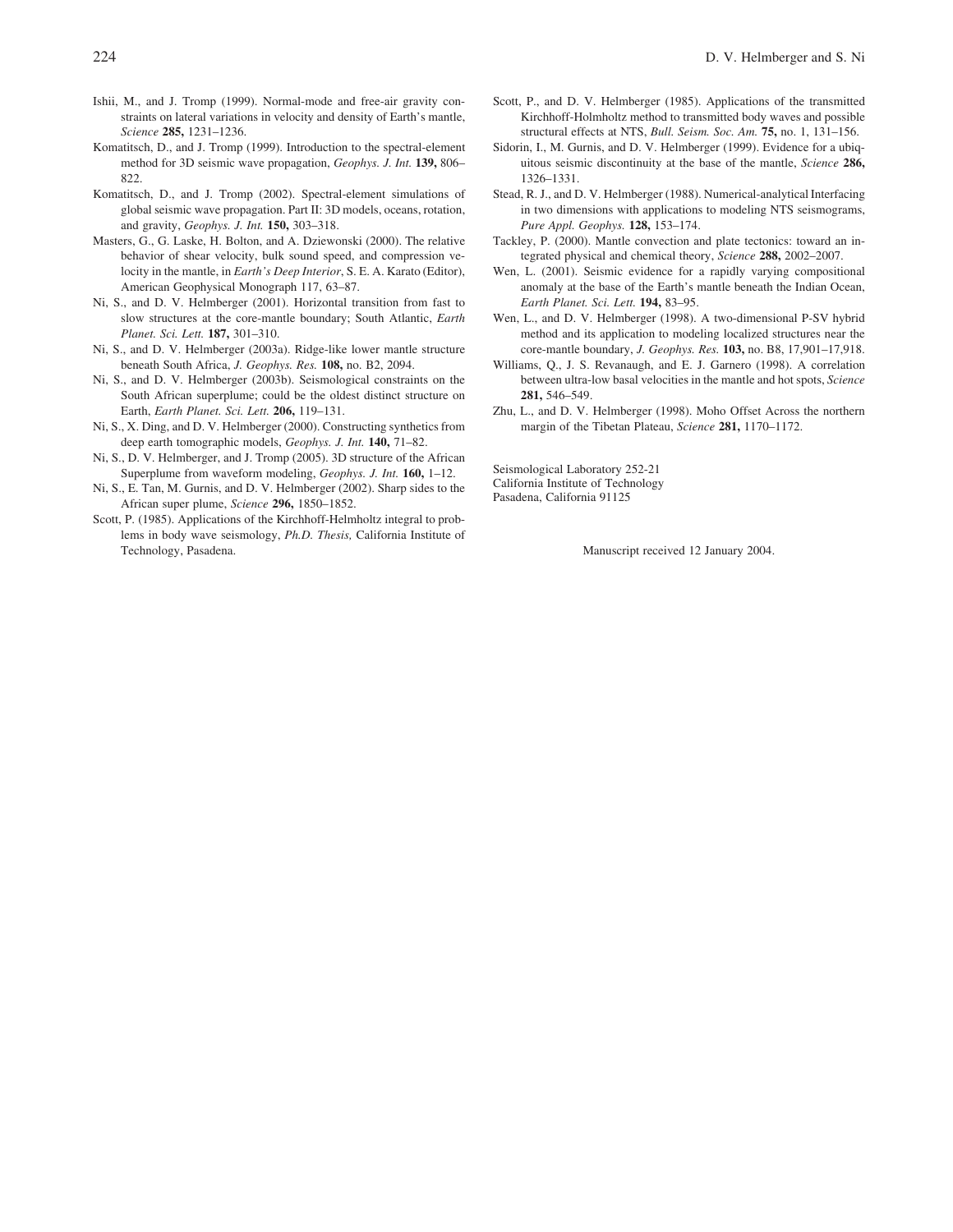Ishii, M., and J. Tromp (1999). Normal-mode and free-air gravity constraints on lateral variations in velocity and density of Earth's mantle, *Science* **285,** 1231–1236.

Komatitsch, D., and J. Tromp (1999). Introduction to the spectral-element method for 3D seismic wave propagation, *Geophys. J. Int.* **139,** 806–822.

Komatitsch, D., and J. Tromp (2002). Spectral-element simulations of global seismic wave propagation. Part II: 3D models, oceans, rotation, and gravity, *Geophys. J. Int.* **150,** 303–318.

Masters, G., G. Laske, H. Bolton, and A. Dziewonski (2000). The relative behavior of shear velocity, bulk sound speed, and compression velocity in the mantle, in *Earth's Deep Interior*, S. E. A. Karato (Editor), American Geophysical Monograph 117, 63–87.

Ni, S., and D. V. Helmberger (2001). Horizontal transition from fast to slow structures at the core-mantle boundary; South Atlantic, *Earth Planet. Sci. Lett.* **187,** 301–310.

Ni, S., and D. V. Helmberger (2003a). Ridge-like lower mantle structure beneath South Africa, *J. Geophys. Res.* **108,** no. B2, 2094.

Ni, S., and D. V. Helmberger (2003b). Seismological constraints on the South African superplume; could be the oldest distinct structure on Earth, *Earth Planet. Sci. Lett.* **206,** 119–131.

Ni, S., X. Ding, and D. V. Helmberger (2000). Constructing synthetics from deep earth tomographic models, *Geophys. J. Int.* **140,** 71–82.

Ni, S., D. V. Helmberger, and J. Tromp (2005). 3D structure of the African Superplume from waveform modeling, *Geophys. J. Int.* **160,** 1–12.

Ni, S., E. Tan, M. Gurnis, and D. V. Helmberger (2002). Sharp sides to the African super plume, *Science* **296,** 1850–1852.

Scott, P. (1985). Applications of the Kirchhoff-Helmholtz integral to problems in body wave seismology, *Ph.D. Thesis,* California Institute of Technology, Pasadena.

Scott, P., and D. V. Helmberger (1985). Applications of the transmitted Kirchhoff-Holmholtz method to transmitted body waves and possible structural effects at NTS, *Bull. Seism. Soc. Am.* **75,** no. 1, 131–156.

Sidorin, I., M. Gurnis, and D. V. Helmberger (1999). Evidence for a ubiquitous seismic discontinuity at the base of the mantle, *Science* **286,** 1326–1331.

Stead, R. J., and D. V. Helmberger (1988). Numerical-analytical Interfacing in two dimensions with applications to modeling NTS seismograms, *Pure Appl. Geophys.* **128,** 153–174.

Tackley, P. (2000). Mantle convection and plate tectonics: toward an integrated physical and chemical theory, *Science* **288,** 2002–2007.

Wen, L. (2001). Seismic evidence for a rapidly varying compositional anomaly at the base of the Earth's mantle beneath the Indian Ocean, *Earth Planet. Sci. Lett.* **194,** 83–95.

Wen, L., and D. V. Helmberger (1998). A two-dimensional P-SV hybrid method and its application to modeling localized structures near the core-mantle boundary, *J. Geophys. Res.* **103,** no. B8, 17,901–17,918.

Williams, Q., J. S. Revanaugh, and E. J. Garnero (1998). A correlation between ultra-low basal velocities in the mantle and hot spots, *Science* **281,** 546–549.

Zhu, L., and D. V. Helmberger (1998). Moho Offset Across the northern margin of the Tibetan Plateau, *Science* **281,** 1170–1172.

Seismological Laboratory 252-21
California Institute of Technology
Pasadena, California 91125

Manuscript received 12 January 2004.